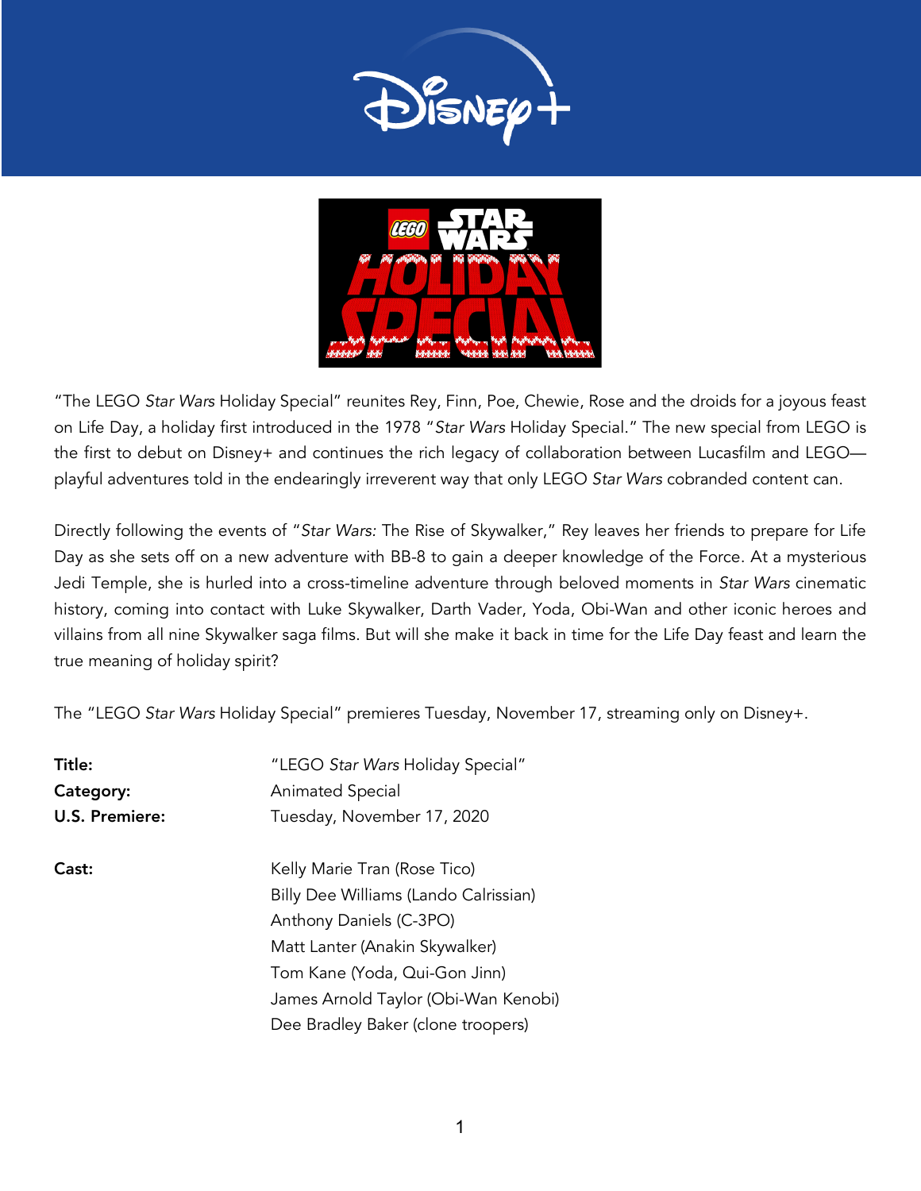"The LEGO *Star Wars* Holiday Special" reunites Rey, Finn, Poe, Chewie, Rose and the droids for a joyous feast on Life Day, a holiday first introduced in the 1978 "*Star Wars* Holiday Special." The new special from LEGO is the first to debut on Disney+ and continues the rich legacy of collaboration between Lucasfilm and LEGO—playful adventures told in the endearingly irreverent way that only LEGO *Star Wars* cobranded content can.

Directly following the events of "*Star Wars:* The Rise of Skywalker," Rey leaves her friends to prepare for Life Day as she sets off on a new adventure with BB-8 to gain a deeper knowledge of the Force. At a mysterious Jedi Temple, she is hurled into a cross-timeline adventure through beloved moments in *Star Wars* cinematic history, coming into contact with Luke Skywalker, Darth Vader, Yoda, Obi-Wan and other iconic heroes and villains from all nine Skywalker saga films. But will she make it back in time for the Life Day feast and learn the true meaning of holiday spirit?

The "LEGO *Star Wars* Holiday Special" premieres Tuesday, November 17, streaming only on Disney+.

**Title:** "LEGO *Star Wars* Holiday Special"
**Category:** Animated Special
**U.S. Premiere:** Tuesday, November 17, 2020

**Cast:**
Kelly Marie Tran (Rose Tico)
Billy Dee Williams (Lando Calrissian)
Anthony Daniels (C-3PO)
Matt Lanter (Anakin Skywalker)
Tom Kane (Yoda, Qui-Gon Jinn)
James Arnold Taylor (Obi-Wan Kenobi)
Dee Bradley Baker (clone troopers)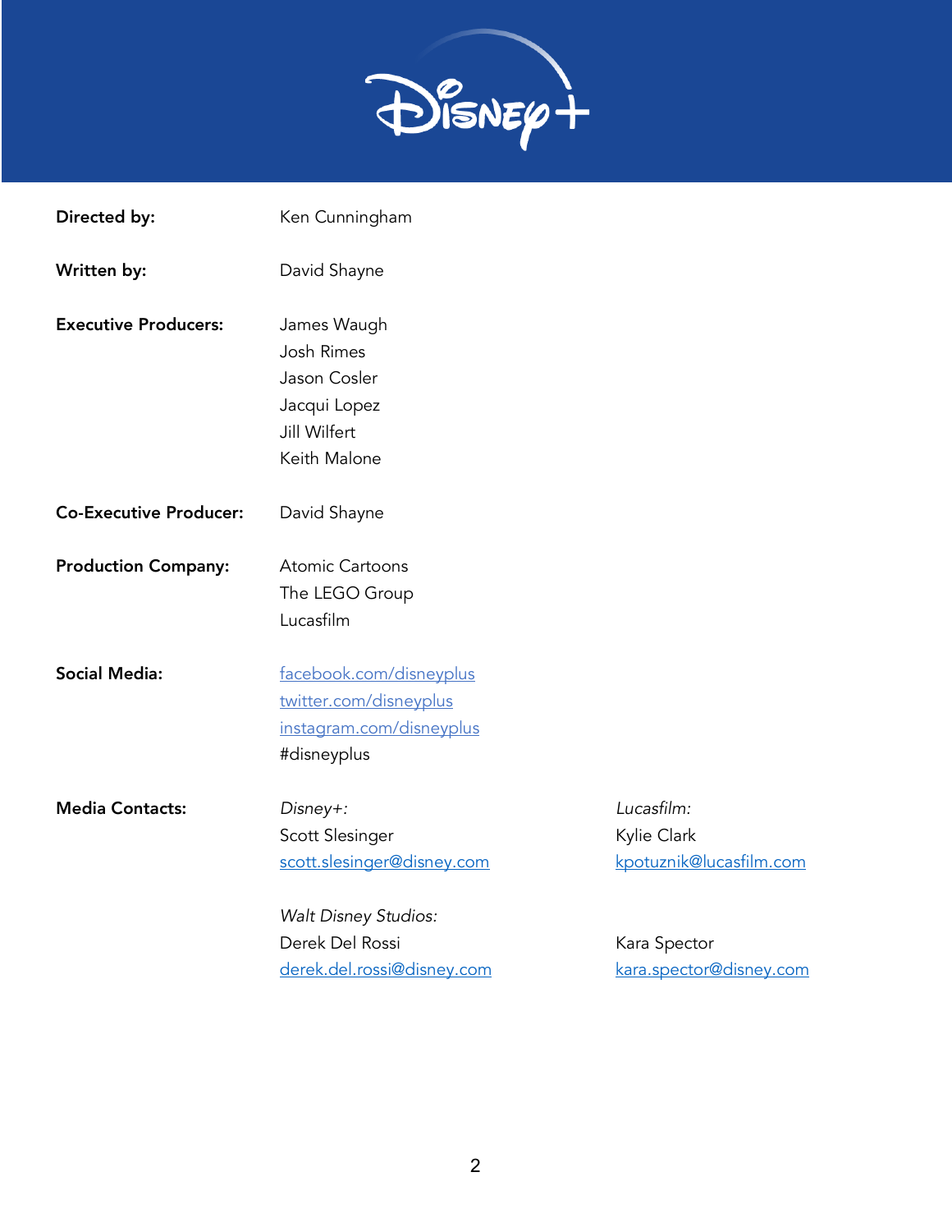**Directed by:** Ken Cunningham

**Written by:** David Shayne

**Executive Producers:**
James Waugh
Josh Rimes
Jason Cosler
Jacqui Lopez
Jill Wilfert
Keith Malone

**Co-Executive Producer:** David Shayne

**Production Company:**
Atomic Cartoons
The LEGO Group
Lucasfilm

**Social Media:**
facebook.com/disneyplus
twitter.com/disneyplus
instagram.com/disneyplus
#disneyplus

**Media Contacts:**

*Disney+:*
Scott Slesinger
scott.slesinger@disney.com

*Lucasfilm:*
Kylie Clark
kpotuznik@lucasfilm.com

*Walt Disney Studios:*
Derek Del Rossi
derek.del.rossi@disney.com

Kara Spector
kara.spector@disney.com